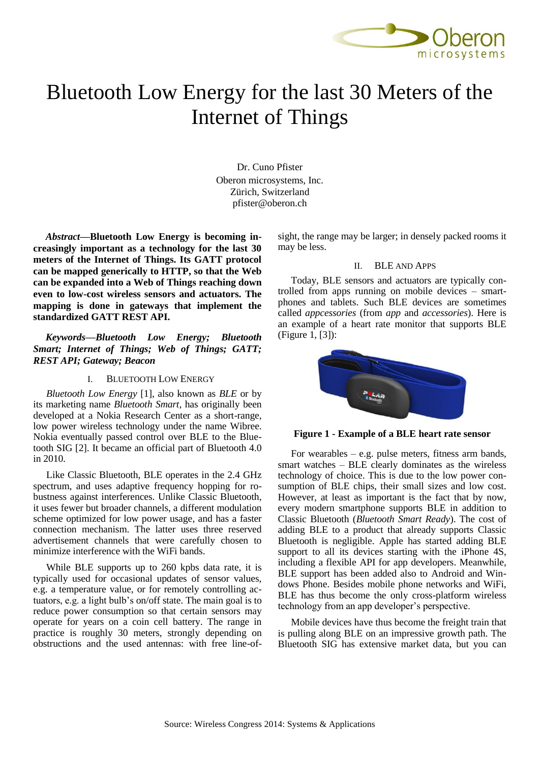# Bluetooth Low Energy for the last 30 Meters of the Internet of Things

Dr. Cuno Pfister
Oberon microsystems, Inc.
Zürich, Switzerland
pfister@oberon.ch

***Abstract*—Bluetooth Low Energy is becoming increasingly important as a technology for the last 30 meters of the Internet of Things. Its GATT protocol can be mapped generically to HTTP, so that the Web can be expanded into a Web of Things reaching down even to low-cost wireless sensors and actuators. The mapping is done in gateways that implement the standardized GATT REST API.**

***Keywords*—*Bluetooth Low Energy; Bluetooth Smart; Internet of Things; Web of Things; GATT; REST API; Gateway; Beacon***

## I. Bluetooth Low Energy

*Bluetooth Low Energy* [1], also known as *BLE* or by its marketing name *Bluetooth Smart*, has originally been developed at a Nokia Research Center as a short-range, low power wireless technology under the name Wibree. Nokia eventually passed control over BLE to the Bluetooth SIG [2]. It became an official part of Bluetooth 4.0 in 2010.

Like Classic Bluetooth, BLE operates in the 2.4 GHz spectrum, and uses adaptive frequency hopping for robustness against interferences. Unlike Classic Bluetooth, it uses fewer but broader channels, a different modulation scheme optimized for low power usage, and has a faster connection mechanism. The latter uses three reserved advertisement channels that were carefully chosen to minimize interference with the WiFi bands.

While BLE supports up to 260 kpbs data rate, it is typically used for occasional updates of sensor values, e.g. a temperature value, or for remotely controlling actuators, e.g. a light bulb's on/off state. The main goal is to reduce power consumption so that certain sensors may operate for years on a coin cell battery. The range in practice is roughly 30 meters, strongly depending on obstructions and the used antennas: with free line-of-sight, the range may be larger; in densely packed rooms it may be less.

## II. BLE and Apps

Today, BLE sensors and actuators are typically controlled from apps running on mobile devices – smartphones and tablets. Such BLE devices are sometimes called *appcessories* (from *app* and *accessories*). Here is an example of a heart rate monitor that supports BLE (Figure 1, [3]):

**Figure 1 - Example of a BLE heart rate sensor**

For wearables – e.g. pulse meters, fitness arm bands, smart watches – BLE clearly dominates as the wireless technology of choice. This is due to the low power consumption of BLE chips, their small sizes and low cost. However, at least as important is the fact that by now, every modern smartphone supports BLE in addition to Classic Bluetooth (*Bluetooth Smart Ready*). The cost of adding BLE to a product that already supports Classic Bluetooth is negligible. Apple has started adding BLE support to all its devices starting with the iPhone 4S, including a flexible API for app developers. Meanwhile, BLE support has been added also to Android and Windows Phone. Besides mobile phone networks and WiFi, BLE has thus become the only cross-platform wireless technology from an app developer's perspective.

Mobile devices have thus become the freight train that is pulling along BLE on an impressive growth path. The Bluetooth SIG has extensive market data, but you can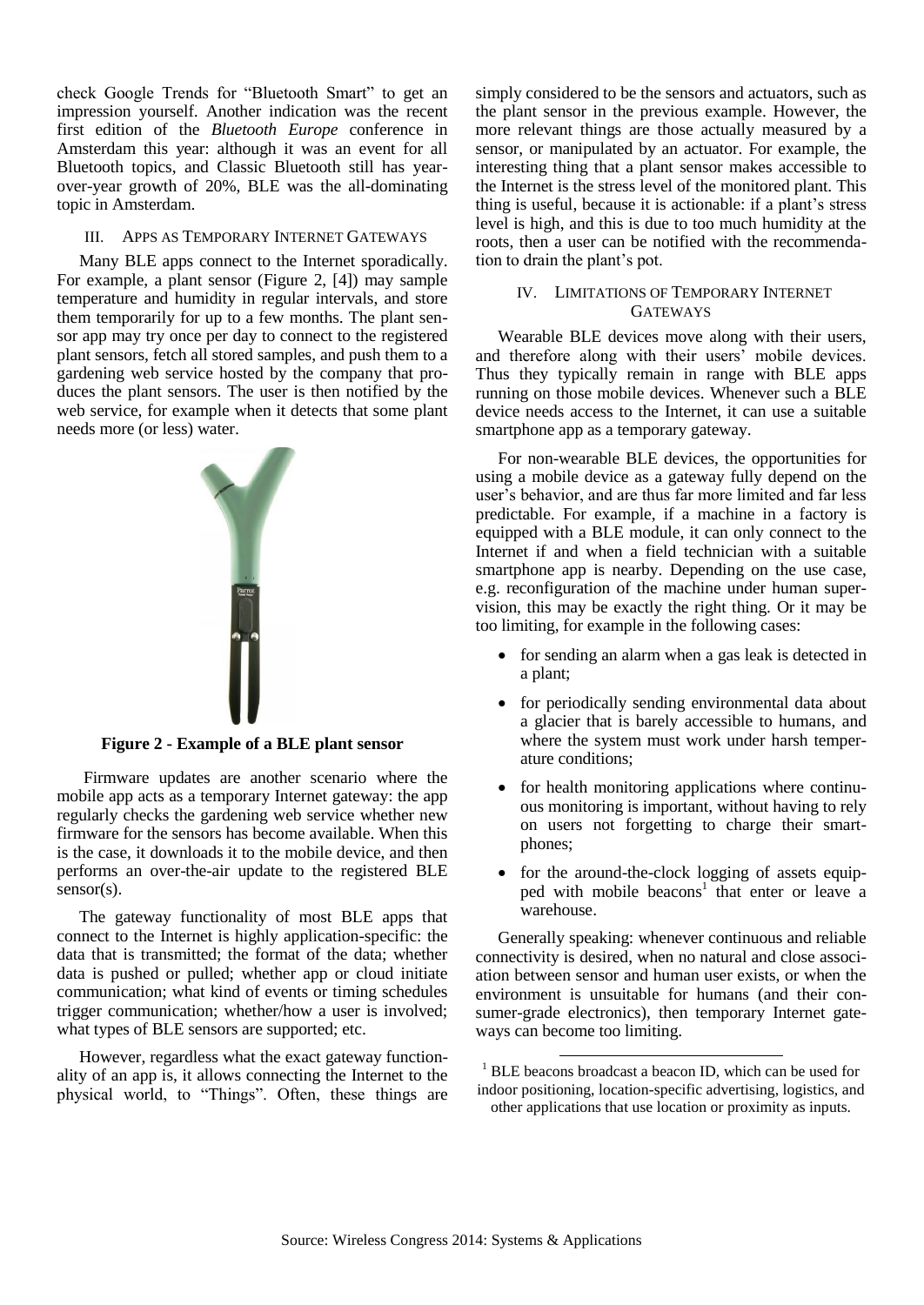check Google Trends for "Bluetooth Smart" to get an impression yourself. Another indication was the recent first edition of the *Bluetooth Europe* conference in Amsterdam this year: although it was an event for all Bluetooth topics, and Classic Bluetooth still has year-over-year growth of 20%, BLE was the all-dominating topic in Amsterdam.

## III. Apps as Temporary Internet Gateways

Many BLE apps connect to the Internet sporadically. For example, a plant sensor (Figure 2, [4]) may sample temperature and humidity in regular intervals, and store them temporarily for up to a few months. The plant sensor app may try once per day to connect to the registered plant sensors, fetch all stored samples, and push them to a gardening web service hosted by the company that produces the plant sensors. The user is then notified by the web service, for example when it detects that some plant needs more (or less) water.

**Figure 2 - Example of a BLE plant sensor**

Firmware updates are another scenario where the mobile app acts as a temporary Internet gateway: the app regularly checks the gardening web service whether new firmware for the sensors has become available. When this is the case, it downloads it to the mobile device, and then performs an over-the-air update to the registered BLE sensor(s).

The gateway functionality of most BLE apps that connect to the Internet is highly application-specific: the data that is transmitted; the format of the data; whether data is pushed or pulled; whether app or cloud initiate communication; what kind of events or timing schedules trigger communication; whether/how a user is involved; what types of BLE sensors are supported; etc.

However, regardless what the exact gateway functionality of an app is, it allows connecting the Internet to the physical world, to "Things". Often, these things are simply considered to be the sensors and actuators, such as the plant sensor in the previous example. However, the more relevant things are those actually measured by a sensor, or manipulated by an actuator. For example, the interesting thing that a plant sensor makes accessible to the Internet is the stress level of the monitored plant. This thing is useful, because it is actionable: if a plant's stress level is high, and this is due to too much humidity at the roots, then a user can be notified with the recommendation to drain the plant's pot.

## IV. Limitations of Temporary Internet Gateways

Wearable BLE devices move along with their users, and therefore along with their users' mobile devices. Thus they typically remain in range with BLE apps running on those mobile devices. Whenever such a BLE device needs access to the Internet, it can use a suitable smartphone app as a temporary gateway.

For non-wearable BLE devices, the opportunities for using a mobile device as a gateway fully depend on the user's behavior, and are thus far more limited and far less predictable. For example, if a machine in a factory is equipped with a BLE module, it can only connect to the Internet if and when a field technician with a suitable smartphone app is nearby. Depending on the use case, e.g. reconfiguration of the machine under human supervision, this may be exactly the right thing. Or it may be too limiting, for example in the following cases:

- for sending an alarm when a gas leak is detected in a plant;
- for periodically sending environmental data about a glacier that is barely accessible to humans, and where the system must work under harsh temperature conditions;
- for health monitoring applications where continuous monitoring is important, without having to rely on users not forgetting to charge their smartphones;
- for the around-the-clock logging of assets equipped with mobile beacons[1] that enter or leave a warehouse.

Generally speaking: whenever continuous and reliable connectivity is desired, when no natural and close association between sensor and human user exists, or when the environment is unsuitable for humans (and their consumer-grade electronics), then temporary Internet gateways can become too limiting.

[1] BLE beacons broadcast a beacon ID, which can be used for indoor positioning, location-specific advertising, logistics, and other applications that use location or proximity as inputs.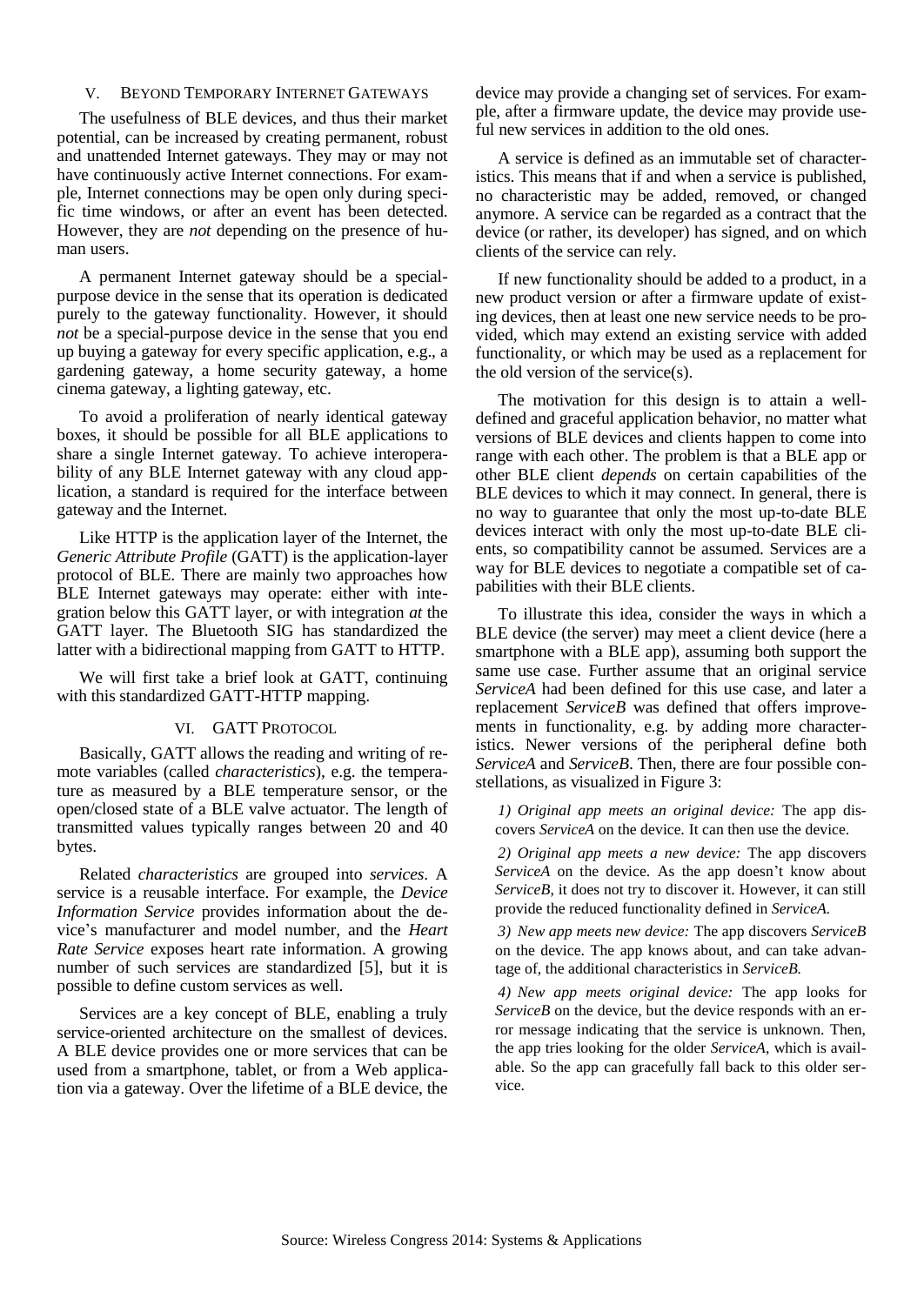## V. Beyond Temporary Internet Gateways

The usefulness of BLE devices, and thus their market potential, can be increased by creating permanent, robust and unattended Internet gateways. They may or may not have continuously active Internet connections. For example, Internet connections may be open only during specific time windows, or after an event has been detected. However, they are *not* depending on the presence of human users.

A permanent Internet gateway should be a special-purpose device in the sense that its operation is dedicated purely to the gateway functionality. However, it should *not* be a special-purpose device in the sense that you end up buying a gateway for every specific application, e.g., a gardening gateway, a home security gateway, a home cinema gateway, a lighting gateway, etc.

To avoid a proliferation of nearly identical gateway boxes, it should be possible for all BLE applications to share a single Internet gateway. To achieve interoperability of any BLE Internet gateway with any cloud application, a standard is required for the interface between gateway and the Internet.

Like HTTP is the application layer of the Internet, the *Generic Attribute Profile* (GATT) is the application-layer protocol of BLE. There are mainly two approaches how BLE Internet gateways may operate: either with integration below this GATT layer, or with integration *at* the GATT layer. The Bluetooth SIG has standardized the latter with a bidirectional mapping from GATT to HTTP.

We will first take a brief look at GATT, continuing with this standardized GATT-HTTP mapping.

## VI. GATT Protocol

Basically, GATT allows the reading and writing of remote variables (called *characteristics*), e.g. the temperature as measured by a BLE temperature sensor, or the open/closed state of a BLE valve actuator. The length of transmitted values typically ranges between 20 and 40 bytes.

Related *characteristics* are grouped into *services*. A service is a reusable interface. For example, the *Device Information Service* provides information about the device's manufacturer and model number, and the *Heart Rate Service* exposes heart rate information. A growing number of such services are standardized [5], but it is possible to define custom services as well.

Services are a key concept of BLE, enabling a truly service-oriented architecture on the smallest of devices. A BLE device provides one or more services that can be used from a smartphone, tablet, or from a Web application via a gateway. Over the lifetime of a BLE device, the device may provide a changing set of services. For example, after a firmware update, the device may provide useful new services in addition to the old ones.

A service is defined as an immutable set of characteristics. This means that if and when a service is published, no characteristic may be added, removed, or changed anymore. A service can be regarded as a contract that the device (or rather, its developer) has signed, and on which clients of the service can rely.

If new functionality should be added to a product, in a new product version or after a firmware update of existing devices, then at least one new service needs to be provided, which may extend an existing service with added functionality, or which may be used as a replacement for the old version of the service(s).

The motivation for this design is to attain a well-defined and graceful application behavior, no matter what versions of BLE devices and clients happen to come into range with each other. The problem is that a BLE app or other BLE client *depends* on certain capabilities of the BLE devices to which it may connect. In general, there is no way to guarantee that only the most up-to-date BLE devices interact with only the most up-to-date BLE clients, so compatibility cannot be assumed. Services are a way for BLE devices to negotiate a compatible set of capabilities with their BLE clients.

To illustrate this idea, consider the ways in which a BLE device (the server) may meet a client device (here a smartphone with a BLE app), assuming both support the same use case. Further assume that an original service *ServiceA* had been defined for this use case, and later a replacement *ServiceB* was defined that offers improvements in functionality, e.g. by adding more characteristics. Newer versions of the peripheral define both *ServiceA* and *ServiceB*. Then, there are four possible constellations, as visualized in Figure 3:

*1) Original app meets an original device:* The app discovers *ServiceA* on the device. It can then use the device.

*2) Original app meets a new device:* The app discovers *ServiceA* on the device. As the app doesn't know about *ServiceB*, it does not try to discover it. However, it can still provide the reduced functionality defined in *ServiceA*.

*3) New app meets new device:* The app discovers *ServiceB* on the device. The app knows about, and can take advantage of, the additional characteristics in *ServiceB*.

*4) New app meets original device:* The app looks for *ServiceB* on the device, but the device responds with an error message indicating that the service is unknown. Then, the app tries looking for the older *ServiceA*, which is available. So the app can gracefully fall back to this older service.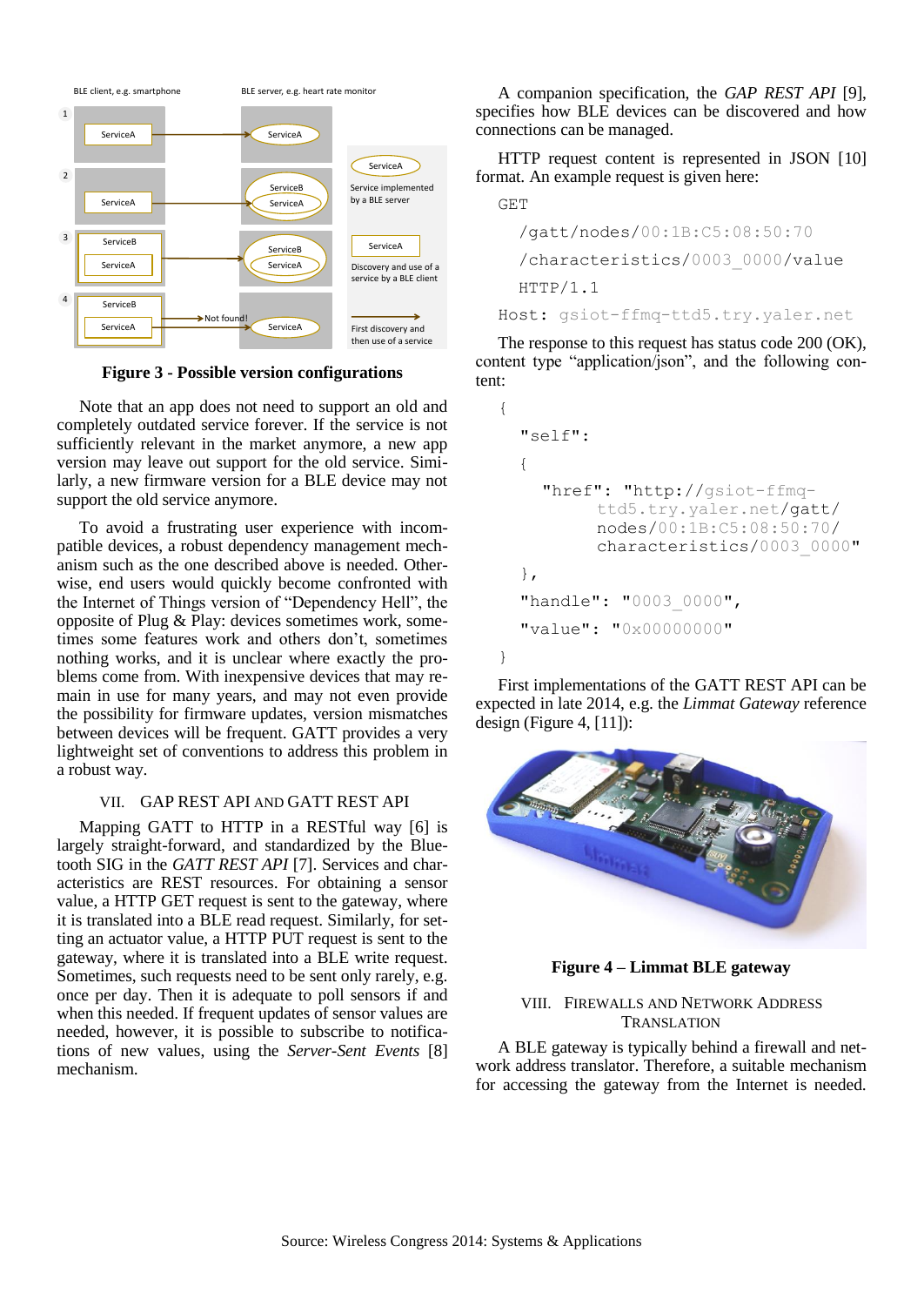**Figure 3 - Possible version configurations**

Note that an app does not need to support an old and completely outdated service forever. If the service is not sufficiently relevant in the market anymore, a new app version may leave out support for the old service. Similarly, a new firmware version for a BLE device may not support the old service anymore.

To avoid a frustrating user experience with incompatible devices, a robust dependency management mechanism such as the one described above is needed. Otherwise, end users would quickly become confronted with the Internet of Things version of "Dependency Hell", the opposite of Plug & Play: devices sometimes work, sometimes some features work and others don't, sometimes nothing works, and it is unclear where exactly the problems come from. With inexpensive devices that may remain in use for many years, and may not even provide the possibility for firmware updates, version mismatches between devices will be frequent. GATT provides a very lightweight set of conventions to address this problem in a robust way.

## VII. GAP REST API and GATT REST API

Mapping GATT to HTTP in a RESTful way [6] is largely straight-forward, and standardized by the Bluetooth SIG in the *GATT REST API* [7]. Services and characteristics are REST resources. For obtaining a sensor value, a HTTP GET request is sent to the gateway, where it is translated into a BLE read request. Similarly, for setting an actuator value, a HTTP PUT request is sent to the gateway, where it is translated into a BLE write request. Sometimes, such requests need to be sent only rarely, e.g. once per day. Then it is adequate to poll sensors if and when this needed. If frequent updates of sensor values are needed, however, it is possible to subscribe to notifications of new values, using the *Server-Sent Events* [8] mechanism.

A companion specification, the *GAP REST API* [9], specifies how BLE devices can be discovered and how connections can be managed.

HTTP request content is represented in JSON [10] format. An example request is given here:

```
GET
  /gatt/nodes/00:1B:C5:08:50:70
  /characteristics/0003_0000/value
  HTTP/1.1
Host: gsiot-ffmq-ttd5.try.yaler.net
```

The response to this request has status code 200 (OK), content type "application/json", and the following content:

```
{
  "self":
  {
    "href": "http://gsiot-ffmq-
         ttd5.try.yaler.net/gatt/
         nodes/00:1B:C5:08:50:70/
         characteristics/0003_0000"
  },
  "handle": "0003_0000",
  "value": "0x00000000"
}
```

First implementations of the GATT REST API can be expected in late 2014, e.g. the *Limmat Gateway* reference design (Figure 4, [11]):

**Figure 4 – Limmat BLE gateway**

## VIII. Firewalls and Network Address Translation

A BLE gateway is typically behind a firewall and network address translator. Therefore, a suitable mechanism for accessing the gateway from the Internet is needed.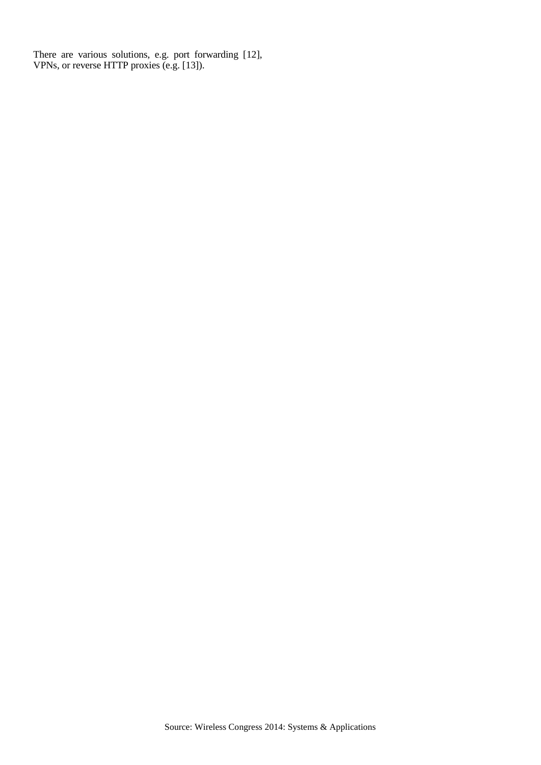There are various solutions, e.g. port forwarding [12], VPNs, or reverse HTTP proxies (e.g. [13]).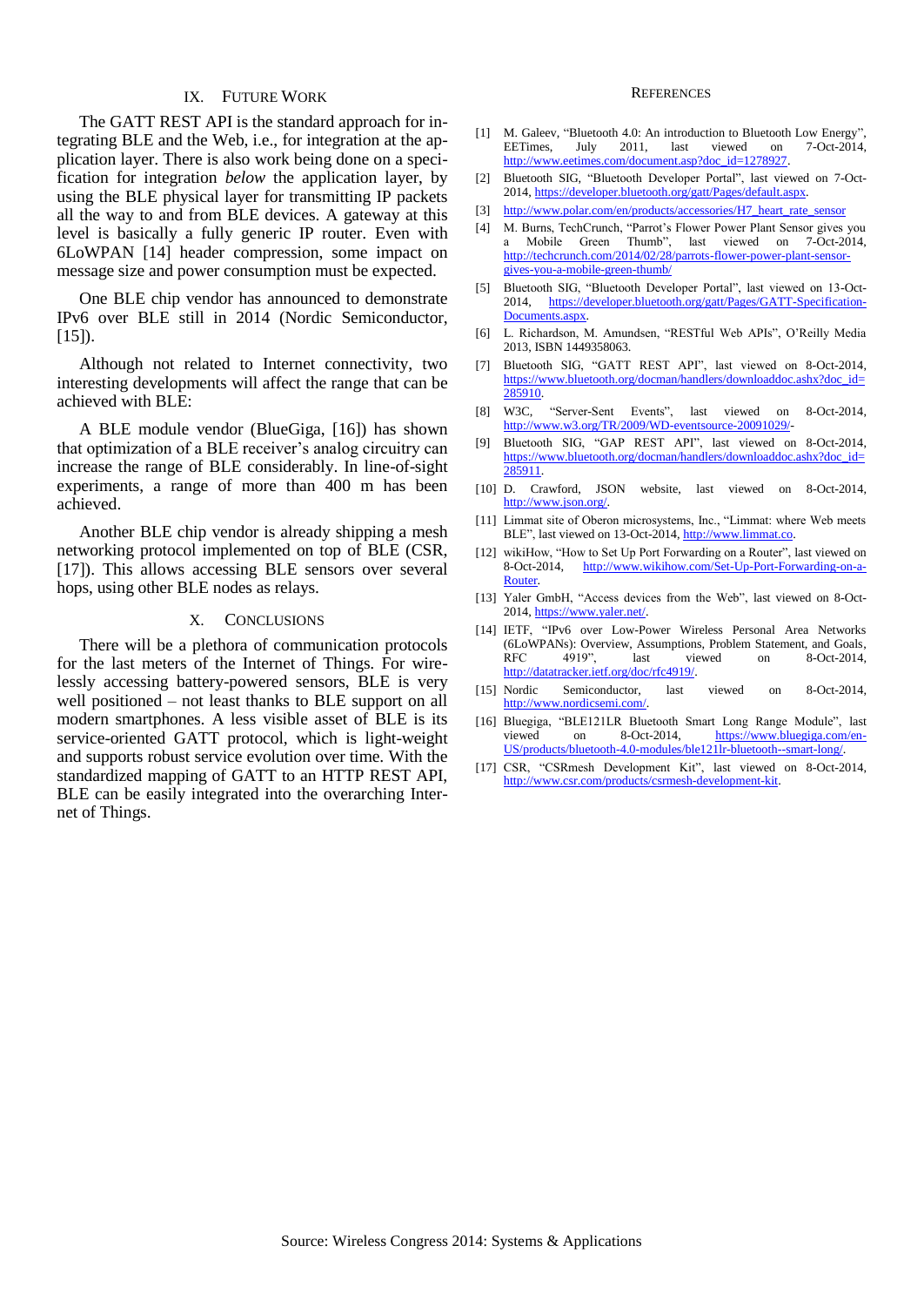## IX. Future Work

The GATT REST API is the standard approach for integrating BLE and the Web, i.e., for integration at the application layer. There is also work being done on a specification for integration *below* the application layer, by using the BLE physical layer for transmitting IP packets all the way to and from BLE devices. A gateway at this level is basically a fully generic IP router. Even with 6LoWPAN [14] header compression, some impact on message size and power consumption must be expected.

One BLE chip vendor has announced to demonstrate IPv6 over BLE still in 2014 (Nordic Semiconductor, [15]).

Although not related to Internet connectivity, two interesting developments will affect the range that can be achieved with BLE:

A BLE module vendor (BlueGiga, [16]) has shown that optimization of a BLE receiver's analog circuitry can increase the range of BLE considerably. In line-of-sight experiments, a range of more than 400 m has been achieved.

Another BLE chip vendor is already shipping a mesh networking protocol implemented on top of BLE (CSR, [17]). This allows accessing BLE sensors over several hops, using other BLE nodes as relays.

## X. Conclusions

There will be a plethora of communication protocols for the last meters of the Internet of Things. For wirelessly accessing battery-powered sensors, BLE is very well positioned – not least thanks to BLE support on all modern smartphones. A less visible asset of BLE is its service-oriented GATT protocol, which is light-weight and supports robust service evolution over time. With the standardized mapping of GATT to an HTTP REST API, BLE can be easily integrated into the overarching Internet of Things.

## References

[1] M. Galeev, "Bluetooth 4.0: An introduction to Bluetooth Low Energy", EETimes, July 2011, last viewed on 7-Oct-2014, http://www.eetimes.com/document.asp?doc_id=1278927.

[2] Bluetooth SIG, "Bluetooth Developer Portal", last viewed on 7-Oct-2014, https://developer.bluetooth.org/gatt/Pages/default.aspx.

[3] http://www.polar.com/en/products/accessories/H7_heart_rate_sensor

[4] M. Burns, TechCrunch, "Parrot's Flower Power Plant Sensor gives you a Mobile Green Thumb", last viewed on 7-Oct-2014, http://techcrunch.com/2014/02/28/parrots-flower-power-plant-sensor-gives-you-a-mobile-green-thumb/

[5] Bluetooth SIG, "Bluetooth Developer Portal", last viewed on 13-Oct-2014, https://developer.bluetooth.org/gatt/Pages/GATT-Specification-Documents.aspx.

[6] L. Richardson, M. Amundsen, "RESTful Web APIs", O'Reilly Media 2013, ISBN 1449358063.

[7] Bluetooth SIG, "GATT REST API", last viewed on 8-Oct-2014, https://www.bluetooth.org/docman/handlers/downloaddoc.ashx?doc_id=285910.

[8] W3C, "Server-Sent Events", last viewed on 8-Oct-2014, http://www.w3.org/TR/2009/WD-eventsource-20091029/-

[9] Bluetooth SIG, "GAP REST API", last viewed on 8-Oct-2014, https://www.bluetooth.org/docman/handlers/downloaddoc.ashx?doc_id=285911.

[10] D. Crawford, JSON website, last viewed on 8-Oct-2014, http://www.json.org/.

[11] Limmat site of Oberon microsystems, Inc., "Limmat: where Web meets BLE", last viewed on 13-Oct-2014, http://www.limmat.co.

[12] wikiHow, "How to Set Up Port Forwarding on a Router", last viewed on 8-Oct-2014, http://www.wikihow.com/Set-Up-Port-Forwarding-on-a-Router.

[13] Yaler GmbH, "Access devices from the Web", last viewed on 8-Oct-2014, https://www.yaler.net/.

[14] IETF, "IPv6 over Low-Power Wireless Personal Area Networks (6LoWPANs): Overview, Assumptions, Problem Statement, and Goals, RFC 4919", last viewed on 8-Oct-2014, http://datatracker.ietf.org/doc/rfc4919/.

[15] Nordic Semiconductor, last viewed on 8-Oct-2014, http://www.nordicsemi.com/.

[16] Bluegiga, "BLE121LR Bluetooth Smart Long Range Module", last viewed on 8-Oct-2014, https://www.bluegiga.com/en-US/products/bluetooth-4.0-modules/ble121lr-bluetooth--smart-long/.

[17] CSR, "CSRmesh Development Kit", last viewed on 8-Oct-2014, http://www.csr.com/products/csrmesh-development-kit.

Source: Wireless Congress 2014: Systems & Applications